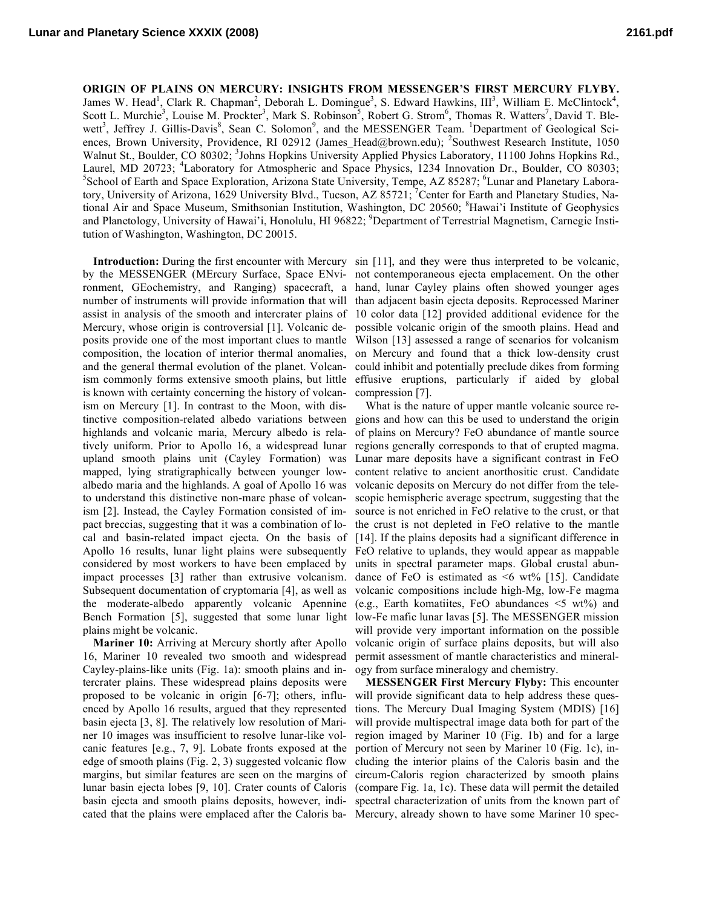# ORIGIN OF PLAINS ON MERCURY: INSIGHTS FROM MESSENGER'S FIRST MERCURY FLYBY.

James W. Head[1], Clark R. Chapman[2], Deborah L. Domingue[3], S. Edward Hawkins, III[3], William E. McClintock[4], Scott L. Murchie[3], Louise M. Prockter[3], Mark S. Robinson[5], Robert G. Strom[6], Thomas R. Watters[7], David T. Blewett[3], Jeffrey J. Gillis-Davis[8], Sean C. Solomon[9], and the MESSENGER Team. [1]Department of Geological Sciences, Brown University, Providence, RI 02912 (James_Head@brown.edu); [2]Southwest Research Institute, 1050 Walnut St., Boulder, CO 80302; [3]Johns Hopkins University Applied Physics Laboratory, 11100 Johns Hopkins Rd., Laurel, MD 20723; [4]Laboratory for Atmospheric and Space Physics, 1234 Innovation Dr., Boulder, CO 80303; [5]School of Earth and Space Exploration, Arizona State University, Tempe, AZ 85287; [6]Lunar and Planetary Laboratory, University of Arizona, 1629 University Blvd., Tucson, AZ 85721; [7]Center for Earth and Planetary Studies, National Air and Space Museum, Smithsonian Institution, Washington, DC 20560; [8]Hawai'i Institute of Geophysics and Planetology, University of Hawai'i, Honolulu, HI 96822; [9]Department of Terrestrial Magnetism, Carnegie Institution of Washington, Washington, DC 20015.

**Introduction:** During the first encounter with Mercury by the MESSENGER (MErcury Surface, Space ENvironment, GEochemistry, and Ranging) spacecraft, a number of instruments will provide information that will assist in analysis of the smooth and intercrater plains of Mercury, whose origin is controversial [1]. Volcanic deposits provide one of the most important clues to mantle composition, the location of interior thermal anomalies, and the general thermal evolution of the planet. Volcanism commonly forms extensive smooth plains, but little is known with certainty concerning the history of volcanism on Mercury [1]. In contrast to the Moon, with distinctive composition-related albedo variations between highlands and volcanic maria, Mercury albedo is relatively uniform. Prior to Apollo 16, a widespread lunar upland smooth plains unit (Cayley Formation) was mapped, lying stratigraphically between younger low-albedo maria and the highlands. A goal of Apollo 16 was to understand this distinctive non-mare phase of volcanism [2]. Instead, the Cayley Formation consisted of impact breccias, suggesting that it was a combination of local and basin-related impact ejecta. On the basis of Apollo 16 results, lunar light plains were subsequently considered by most workers to have been emplaced by impact processes [3] rather than extrusive volcanism. Subsequent documentation of cryptomaria [4], as well as the moderate-albedo apparently volcanic Apennine Bench Formation [5], suggested that some lunar light plains might be volcanic.

**Mariner 10:** Arriving at Mercury shortly after Apollo 16, Mariner 10 revealed two smooth and widespread Cayley-plains-like units (Fig. 1a): smooth plains and intercrater plains. These widespread plains deposits were proposed to be volcanic in origin [6-7]; others, influenced by Apollo 16 results, argued that they represented basin ejecta [3, 8]. The relatively low resolution of Mariner 10 images was insufficient to resolve lunar-like volcanic features [e.g., 7, 9]. Lobate fronts exposed at the edge of smooth plains (Fig. 2, 3) suggested volcanic flow margins, but similar features are seen on the margins of lunar basin ejecta lobes [9, 10]. Crater counts of Caloris basin ejecta and smooth plains deposits, however, indicated that the plains were emplaced after the Caloris basin [11], and they were thus interpreted to be volcanic, not contemporaneous ejecta emplacement. On the other hand, lunar Cayley plains often showed younger ages than adjacent basin ejecta deposits. Reprocessed Mariner 10 color data [12] provided additional evidence for the possible volcanic origin of the smooth plains. Head and Wilson [13] assessed a range of scenarios for volcanism on Mercury and found that a thick low-density crust could inhibit and potentially preclude dikes from forming effusive eruptions, particularly if aided by global compression [7].

What is the nature of upper mantle volcanic source regions and how can this be used to understand the origin of plains on Mercury? FeO abundance of mantle source regions generally corresponds to that of erupted magma. Lunar mare deposits have a significant contrast in FeO content relative to ancient anorthositic crust. Candidate volcanic deposits on Mercury do not differ from the telescopic hemispheric average spectrum, suggesting that the source is not enriched in FeO relative to the crust, or that the crust is not depleted in FeO relative to the mantle [14]. If the plains deposits had a significant difference in FeO relative to uplands, they would appear as mappable units in spectral parameter maps. Global crustal abundance of FeO is estimated as <6 wt% [15]. Candidate volcanic compositions include high-Mg, low-Fe magma (e.g., Earth komatiites, FeO abundances <5 wt%) and low-Fe mafic lunar lavas [5]. The MESSENGER mission will provide very important information on the possible volcanic origin of surface plains deposits, but will also permit assessment of mantle characteristics and mineralogy from surface mineralogy and chemistry.

**MESSENGER First Mercury Flyby:** This encounter will provide significant data to help address these questions. The Mercury Dual Imaging System (MDIS) [16] will provide multispectral image data both for part of the region imaged by Mariner 10 (Fig. 1b) and for a large portion of Mercury not seen by Mariner 10 (Fig. 1c), including the interior plains of the Caloris basin and the circum-Caloris region characterized by smooth plains (compare Fig. 1a, 1c). These data will permit the detailed spectral characterization of units from the known part of Mercury, already shown to have some Mariner 10 spec-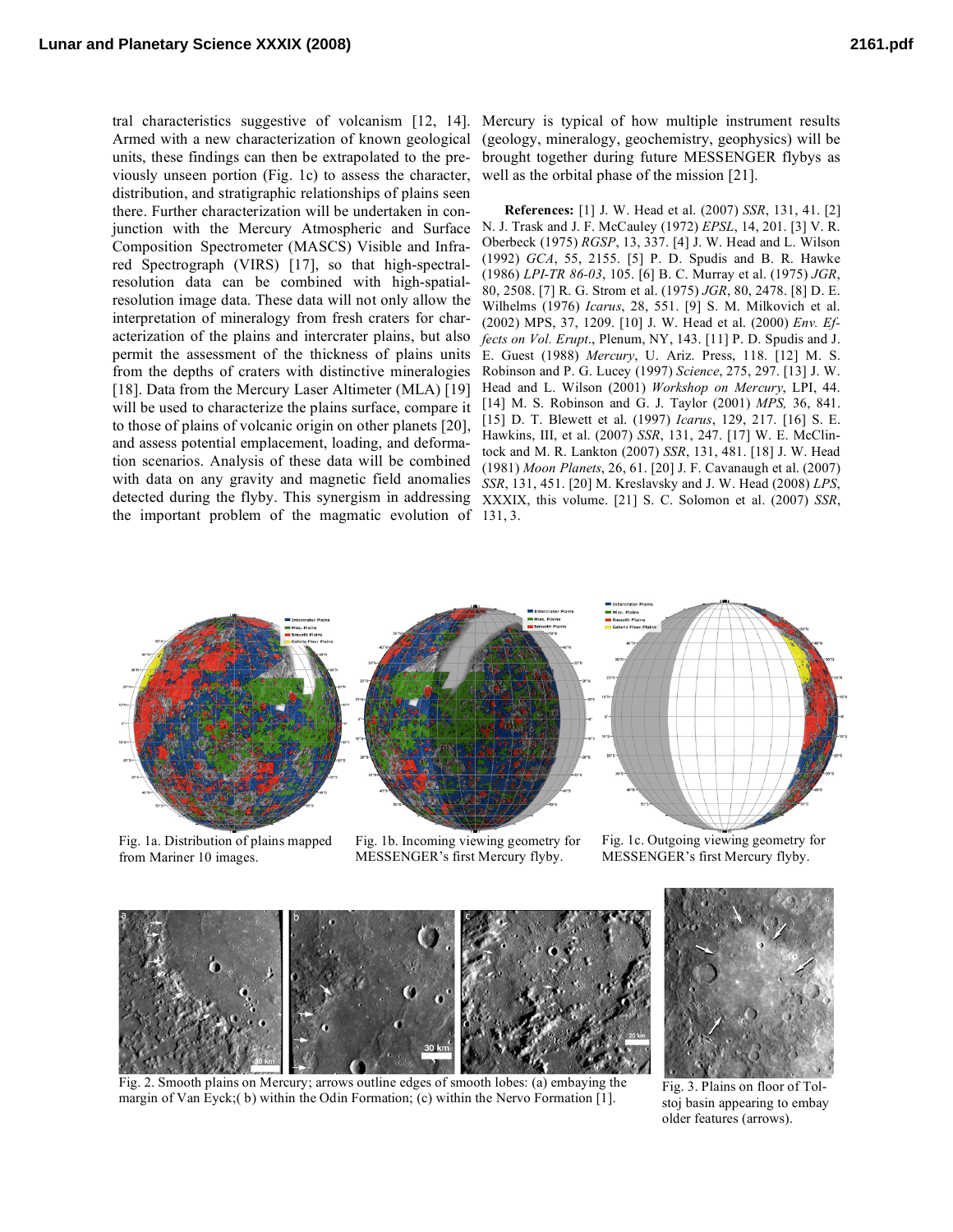tral characteristics suggestive of volcanism [12, 14]. Armed with a new characterization of known geological units, these findings can then be extrapolated to the previously unseen portion (Fig. 1c) to assess the character, distribution, and stratigraphic relationships of plains seen there. Further characterization will be undertaken in conjunction with the Mercury Atmospheric and Surface Composition Spectrometer (MASCS) Visible and Infrared Spectrograph (VIRS) [17], so that high-spectral-resolution data can be combined with high-spatial-resolution image data. These data will not only allow the interpretation of mineralogy from fresh craters for characterization of the plains and intercrater plains, but also permit the assessment of the thickness of plains units from the depths of craters with distinctive mineralogies [18]. Data from the Mercury Laser Altimeter (MLA) [19] will be used to characterize the plains surface, compare it to those of plains of volcanic origin on other planets [20], and assess potential emplacement, loading, and deformation scenarios. Analysis of these data will be combined with data on any gravity and magnetic field anomalies detected during the flyby. This synergism in addressing the important problem of the magmatic evolution of Mercury is typical of how multiple instrument results (geology, mineralogy, geochemistry, geophysics) will be brought together during future MESSENGER flybys as well as the orbital phase of the mission [21].

**References:** [1] J. W. Head et al. (2007) *SSR*, 131, 41. [2] N. J. Trask and J. F. McCauley (1972) *EPSL*, 14, 201. [3] V. R. Oberbeck (1975) *RGSP*, 13, 337. [4] J. W. Head and L. Wilson (1992) *GCA*, 55, 2155. [5] P. D. Spudis and B. R. Hawke (1986) *LPI-TR 86-03*, 105. [6] B. C. Murray et al. (1975) *JGR*, 80, 2508. [7] R. G. Strom et al. (1975) *JGR*, 80, 2478. [8] D. E. Wilhelms (1976) *Icarus*, 28, 551. [9] S. M. Milkovich et al. (2002) MPS, 37, 1209. [10] J. W. Head et al. (2000) *Env. Effects on Vol. Erupt*., Plenum, NY, 143. [11] P. D. Spudis and J. E. Guest (1988) *Mercury*, U. Ariz. Press, 118. [12] M. S. Robinson and P. G. Lucey (1997) *Science*, 275, 297. [13] J. W. Head and L. Wilson (2001) *Workshop on Mercury*, LPI, 44. [14] M. S. Robinson and G. J. Taylor (2001) *MPS,* 36, 841. [15] D. T. Blewett et al. (1997) *Icarus*, 129, 217. [16] S. E. Hawkins, III, et al. (2007) *SSR*, 131, 247. [17] W. E. McClintock and M. R. Lankton (2007) *SSR*, 131, 481. [18] J. W. Head (1981) *Moon Planets*, 26, 61. [20] J. F. Cavanaugh et al. (2007) *SSR*, 131, 451. [20] M. Kreslavsky and J. W. Head (2008) *LPS*, XXXIX, this volume. [21] S. C. Solomon et al. (2007) *SSR*, 131, 3.

Fig. 1a. Distribution of plains mapped from Mariner 10 images.

Fig. 1b. Incoming viewing geometry for MESSENGER's first Mercury flyby.

Fig. 1c. Outgoing viewing geometry for MESSENGER's first Mercury flyby.

Fig. 2. Smooth plains on Mercury; arrows outline edges of smooth lobes: (a) embaying the margin of Van Eyck;( b) within the Odin Formation; (c) within the Nervo Formation [1].

Fig. 3. Plains on floor of Tolstoj basin appearing to embay older features (arrows).